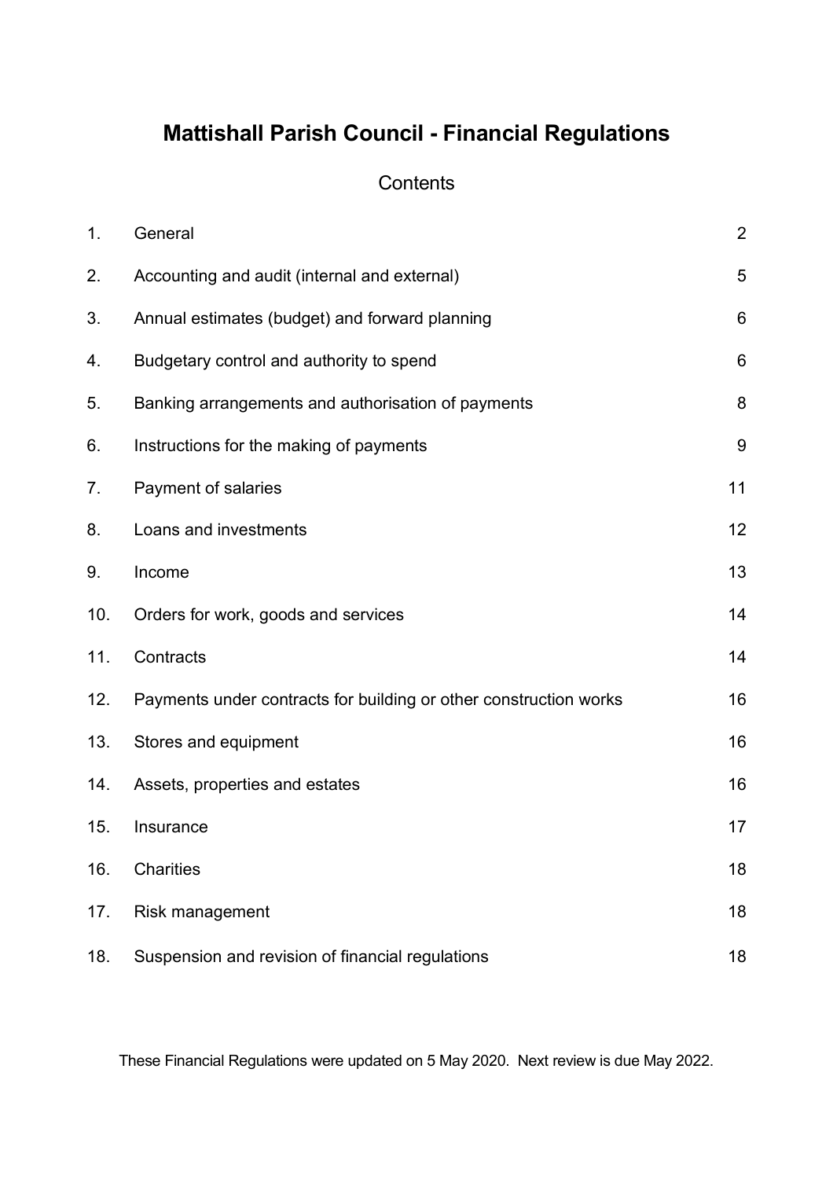# Mattishall Parish Council - Financial Regulations

## Contents

| | | |
|---|---|---|
| 1. | General | 2 |
| 2. | Accounting and audit (internal and external) | 5 |
| 3. | Annual estimates (budget) and forward planning | 6 |
| 4. | Budgetary control and authority to spend | 6 |
| 5. | Banking arrangements and authorisation of payments | 8 |
| 6. | Instructions for the making of payments | 9 |
| 7. | Payment of salaries | 11 |
| 8. | Loans and investments | 12 |
| 9. | Income | 13 |
| 10. | Orders for work, goods and services | 14 |
| 11. | Contracts | 14 |
| 12. | Payments under contracts for building or other construction works | 16 |
| 13. | Stores and equipment | 16 |
| 14. | Assets, properties and estates | 16 |
| 15. | Insurance | 17 |
| 16. | Charities | 18 |
| 17. | Risk management | 18 |
| 18. | Suspension and revision of financial regulations | 18 |

These Financial Regulations were updated on 5 May 2020. Next review is due May 2022.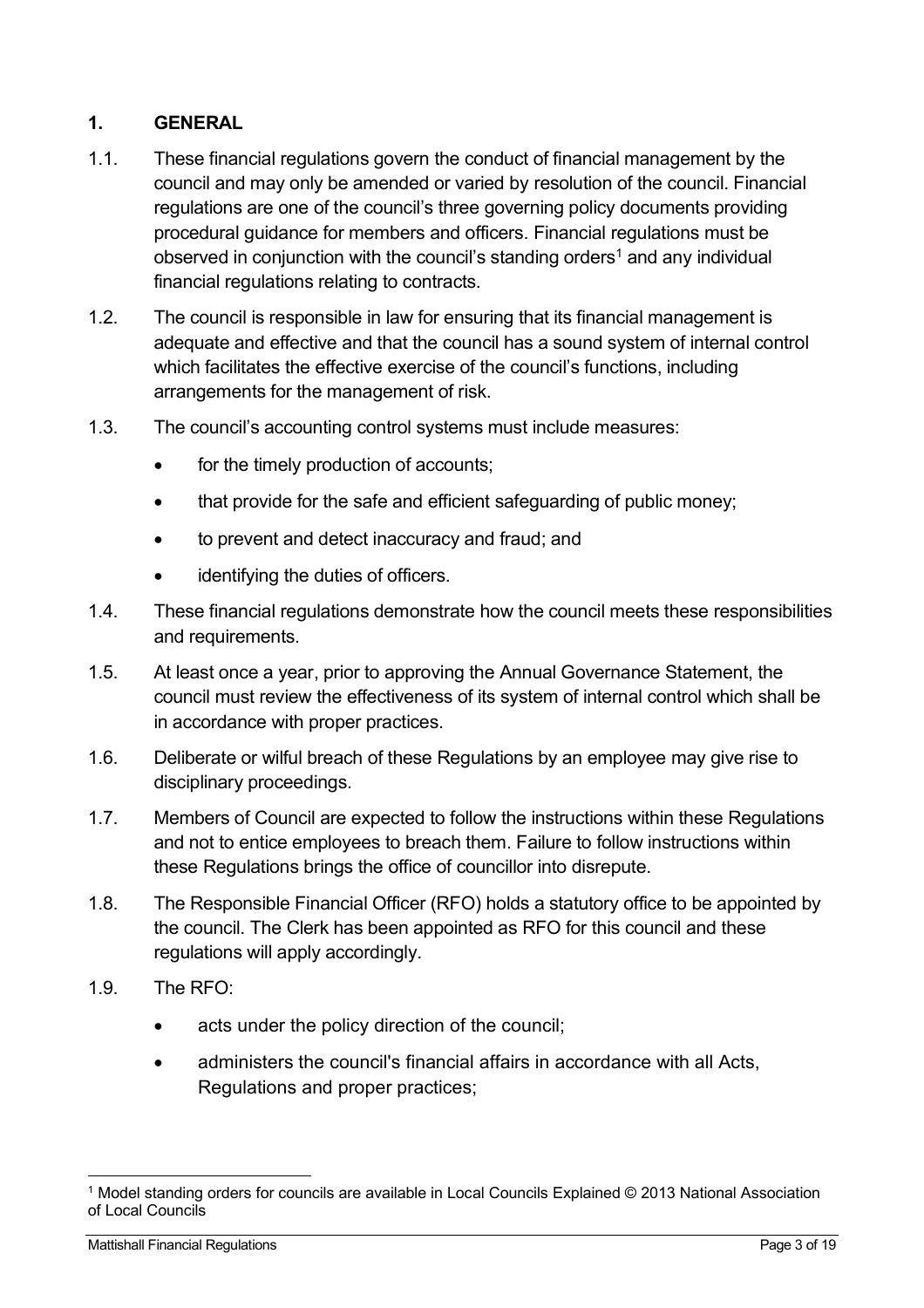## 1. GENERAL

1.1. These financial regulations govern the conduct of financial management by the council and may only be amended or varied by resolution of the council. Financial regulations are one of the council's three governing policy documents providing procedural guidance for members and officers. Financial regulations must be observed in conjunction with the council's standing orders[1] and any individual financial regulations relating to contracts.

1.2. The council is responsible in law for ensuring that its financial management is adequate and effective and that the council has a sound system of internal control which facilitates the effective exercise of the council's functions, including arrangements for the management of risk.

1.3. The council's accounting control systems must include measures:

- for the timely production of accounts;
- that provide for the safe and efficient safeguarding of public money;
- to prevent and detect inaccuracy and fraud; and
- identifying the duties of officers.

1.4. These financial regulations demonstrate how the council meets these responsibilities and requirements.

1.5. At least once a year, prior to approving the Annual Governance Statement, the council must review the effectiveness of its system of internal control which shall be in accordance with proper practices.

1.6. Deliberate or wilful breach of these Regulations by an employee may give rise to disciplinary proceedings.

1.7. Members of Council are expected to follow the instructions within these Regulations and not to entice employees to breach them. Failure to follow instructions within these Regulations brings the office of councillor into disrepute.

1.8. The Responsible Financial Officer (RFO) holds a statutory office to be appointed by the council. The Clerk has been appointed as RFO for this council and these regulations will apply accordingly.

1.9. The RFO:

- acts under the policy direction of the council;
- administers the council's financial affairs in accordance with all Acts, Regulations and proper practices;

[1] Model standing orders for councils are available in Local Councils Explained © 2013 National Association of Local Councils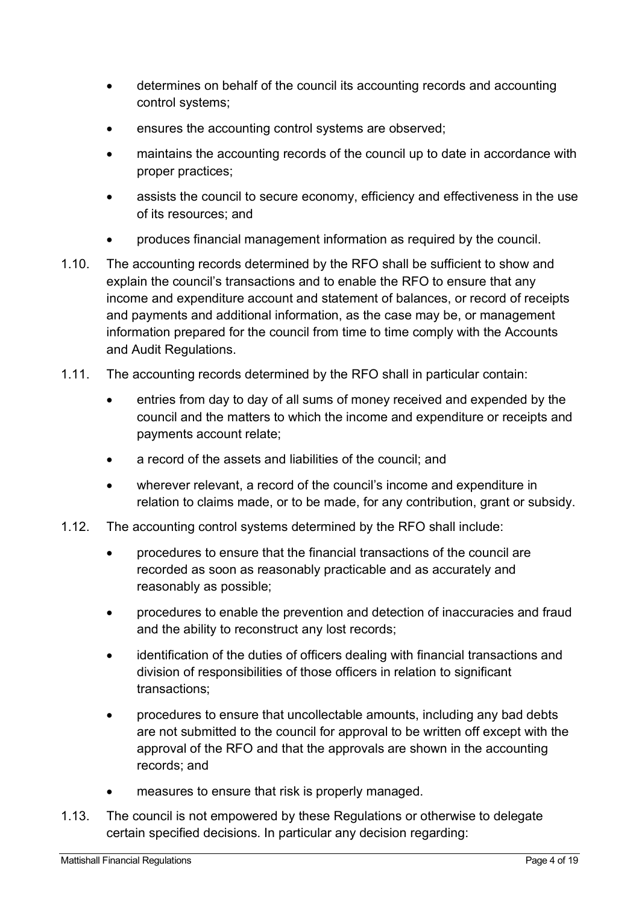- determines on behalf of the council its accounting records and accounting control systems;
- ensures the accounting control systems are observed;
- maintains the accounting records of the council up to date in accordance with proper practices;
- assists the council to secure economy, efficiency and effectiveness in the use of its resources; and
- produces financial management information as required by the council.

1.10. The accounting records determined by the RFO shall be sufficient to show and explain the council's transactions and to enable the RFO to ensure that any income and expenditure account and statement of balances, or record of receipts and payments and additional information, as the case may be, or management information prepared for the council from time to time comply with the Accounts and Audit Regulations.

1.11. The accounting records determined by the RFO shall in particular contain:

- entries from day to day of all sums of money received and expended by the council and the matters to which the income and expenditure or receipts and payments account relate;
- a record of the assets and liabilities of the council; and
- wherever relevant, a record of the council's income and expenditure in relation to claims made, or to be made, for any contribution, grant or subsidy.

1.12. The accounting control systems determined by the RFO shall include:

- procedures to ensure that the financial transactions of the council are recorded as soon as reasonably practicable and as accurately and reasonably as possible;
- procedures to enable the prevention and detection of inaccuracies and fraud and the ability to reconstruct any lost records;
- identification of the duties of officers dealing with financial transactions and division of responsibilities of those officers in relation to significant transactions;
- procedures to ensure that uncollectable amounts, including any bad debts are not submitted to the council for approval to be written off except with the approval of the RFO and that the approvals are shown in the accounting records; and
- measures to ensure that risk is properly managed.

1.13. The council is not empowered by these Regulations or otherwise to delegate certain specified decisions. In particular any decision regarding: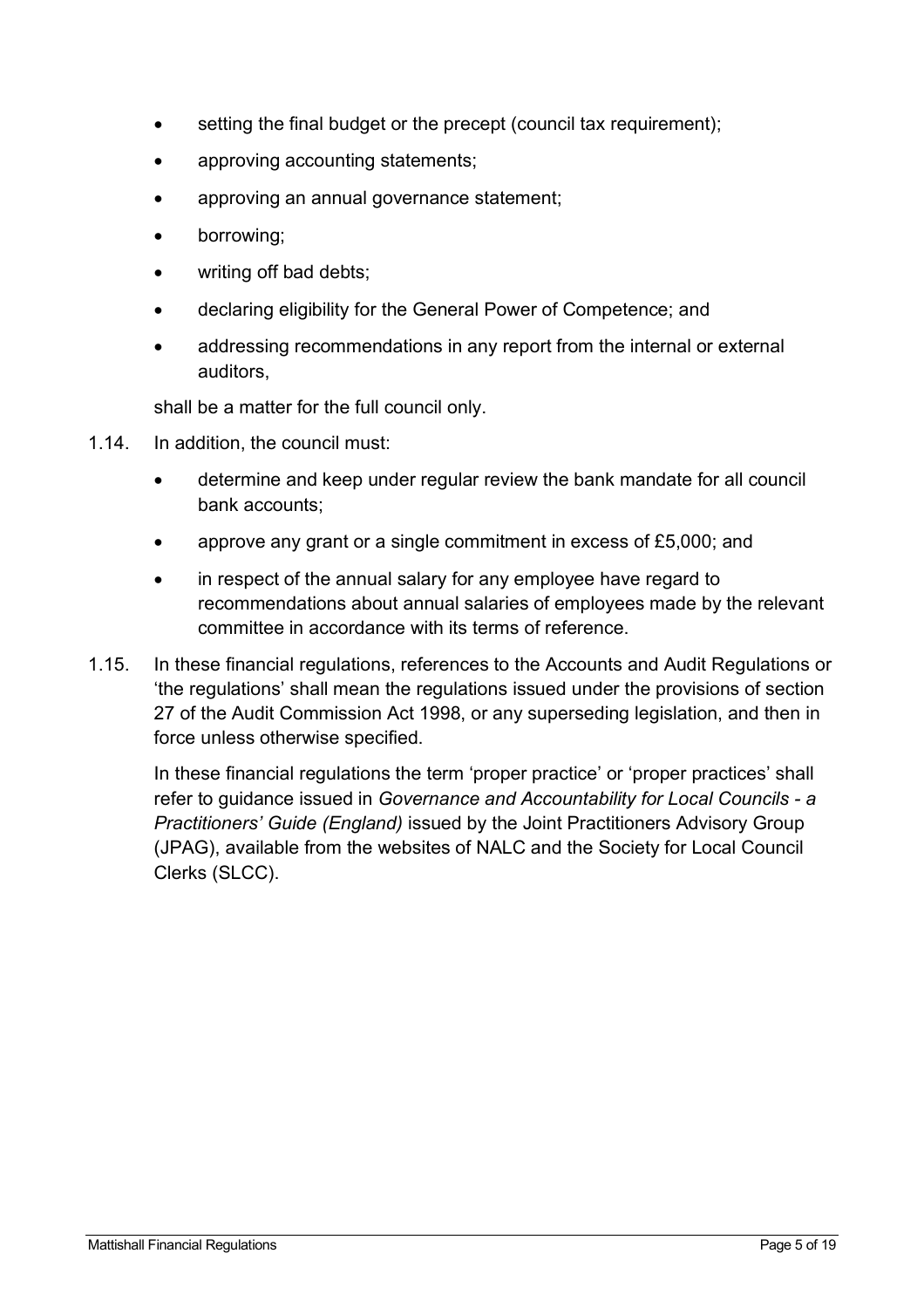- setting the final budget or the precept (council tax requirement);
- approving accounting statements;
- approving an annual governance statement;
- borrowing;
- writing off bad debts;
- declaring eligibility for the General Power of Competence; and
- addressing recommendations in any report from the internal or external auditors,

shall be a matter for the full council only.

1.14. In addition, the council must:

- determine and keep under regular review the bank mandate for all council bank accounts;
- approve any grant or a single commitment in excess of £5,000; and
- in respect of the annual salary for any employee have regard to recommendations about annual salaries of employees made by the relevant committee in accordance with its terms of reference.

1.15. In these financial regulations, references to the Accounts and Audit Regulations or 'the regulations' shall mean the regulations issued under the provisions of section 27 of the Audit Commission Act 1998, or any superseding legislation, and then in force unless otherwise specified.

In these financial regulations the term 'proper practice' or 'proper practices' shall refer to guidance issued in *Governance and Accountability for Local Councils - a Practitioners' Guide (England)* issued by the Joint Practitioners Advisory Group (JPAG), available from the websites of NALC and the Society for Local Council Clerks (SLCC).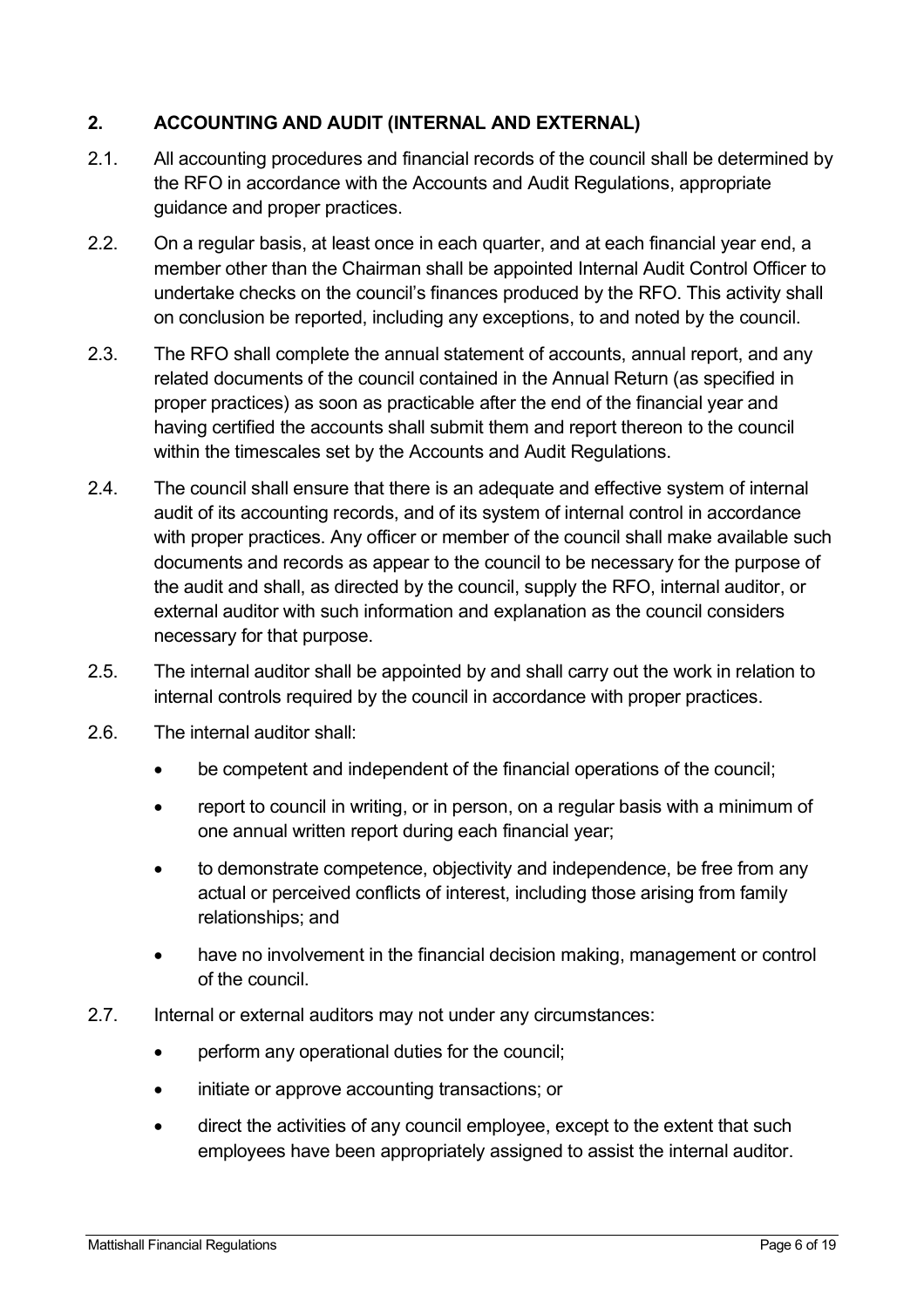## 2. ACCOUNTING AND AUDIT (INTERNAL AND EXTERNAL)

2.1. All accounting procedures and financial records of the council shall be determined by the RFO in accordance with the Accounts and Audit Regulations, appropriate guidance and proper practices.

2.2. On a regular basis, at least once in each quarter, and at each financial year end, a member other than the Chairman shall be appointed Internal Audit Control Officer to undertake checks on the council's finances produced by the RFO. This activity shall on conclusion be reported, including any exceptions, to and noted by the council.

2.3. The RFO shall complete the annual statement of accounts, annual report, and any related documents of the council contained in the Annual Return (as specified in proper practices) as soon as practicable after the end of the financial year and having certified the accounts shall submit them and report thereon to the council within the timescales set by the Accounts and Audit Regulations.

2.4. The council shall ensure that there is an adequate and effective system of internal audit of its accounting records, and of its system of internal control in accordance with proper practices. Any officer or member of the council shall make available such documents and records as appear to the council to be necessary for the purpose of the audit and shall, as directed by the council, supply the RFO, internal auditor, or external auditor with such information and explanation as the council considers necessary for that purpose.

2.5. The internal auditor shall be appointed by and shall carry out the work in relation to internal controls required by the council in accordance with proper practices.

2.6. The internal auditor shall:

- be competent and independent of the financial operations of the council;
- report to council in writing, or in person, on a regular basis with a minimum of one annual written report during each financial year;
- to demonstrate competence, objectivity and independence, be free from any actual or perceived conflicts of interest, including those arising from family relationships; and
- have no involvement in the financial decision making, management or control of the council.

2.7. Internal or external auditors may not under any circumstances:

- perform any operational duties for the council;
- initiate or approve accounting transactions; or
- direct the activities of any council employee, except to the extent that such employees have been appropriately assigned to assist the internal auditor.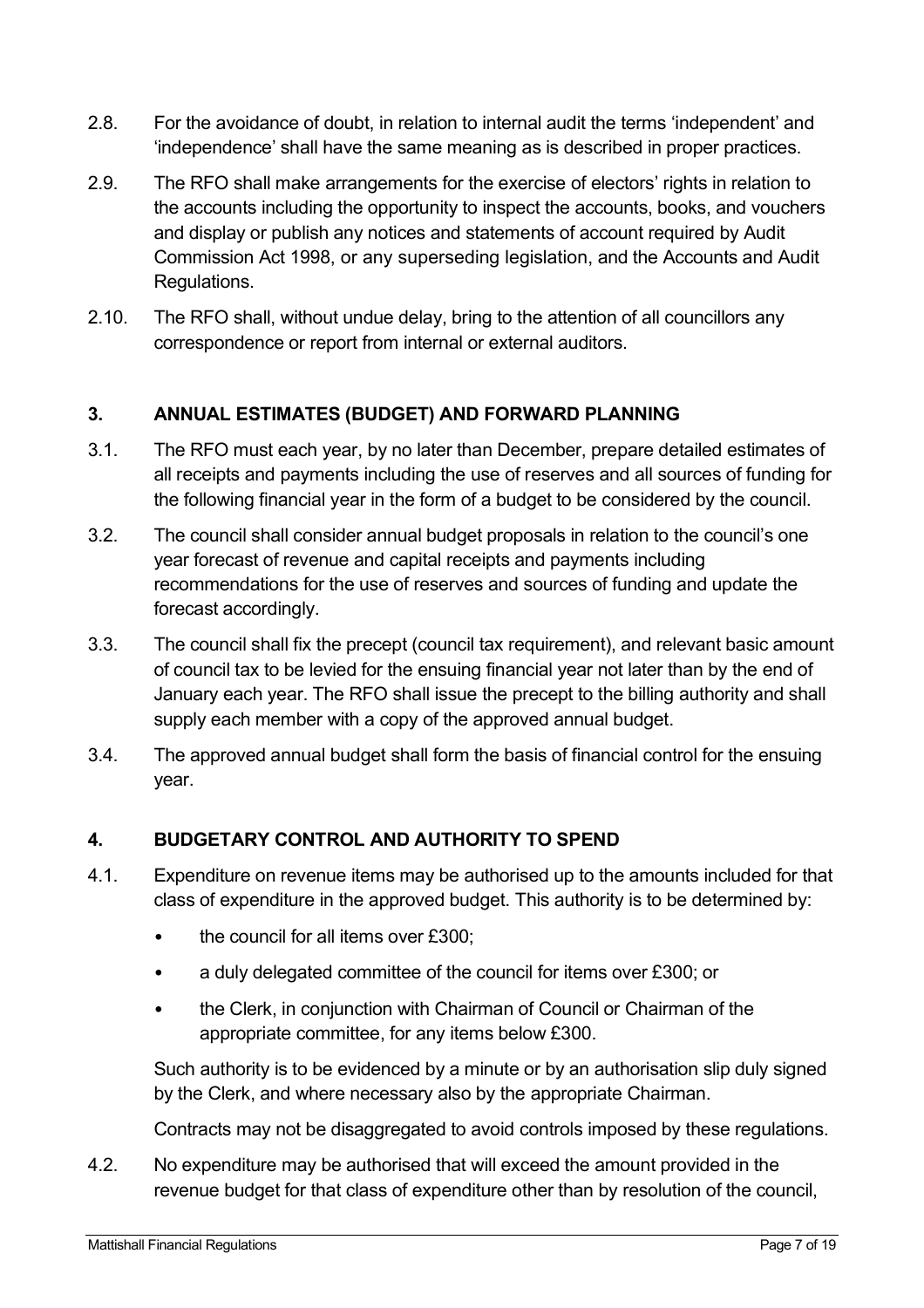2.8. For the avoidance of doubt, in relation to internal audit the terms 'independent' and 'independence' shall have the same meaning as is described in proper practices.

2.9. The RFO shall make arrangements for the exercise of electors' rights in relation to the accounts including the opportunity to inspect the accounts, books, and vouchers and display or publish any notices and statements of account required by Audit Commission Act 1998, or any superseding legislation, and the Accounts and Audit Regulations.

2.10. The RFO shall, without undue delay, bring to the attention of all councillors any correspondence or report from internal or external auditors.

## 3. ANNUAL ESTIMATES (BUDGET) AND FORWARD PLANNING

3.1. The RFO must each year, by no later than December, prepare detailed estimates of all receipts and payments including the use of reserves and all sources of funding for the following financial year in the form of a budget to be considered by the council.

3.2. The council shall consider annual budget proposals in relation to the council's one year forecast of revenue and capital receipts and payments including recommendations for the use of reserves and sources of funding and update the forecast accordingly.

3.3. The council shall fix the precept (council tax requirement), and relevant basic amount of council tax to be levied for the ensuing financial year not later than by the end of January each year. The RFO shall issue the precept to the billing authority and shall supply each member with a copy of the approved annual budget.

3.4. The approved annual budget shall form the basis of financial control for the ensuing year.

## 4. BUDGETARY CONTROL AND AUTHORITY TO SPEND

4.1. Expenditure on revenue items may be authorised up to the amounts included for that class of expenditure in the approved budget. This authority is to be determined by:

- the council for all items over £300;
- a duly delegated committee of the council for items over £300; or
- the Clerk, in conjunction with Chairman of Council or Chairman of the appropriate committee, for any items below £300.

Such authority is to be evidenced by a minute or by an authorisation slip duly signed by the Clerk, and where necessary also by the appropriate Chairman.

Contracts may not be disaggregated to avoid controls imposed by these regulations.

4.2. No expenditure may be authorised that will exceed the amount provided in the revenue budget for that class of expenditure other than by resolution of the council,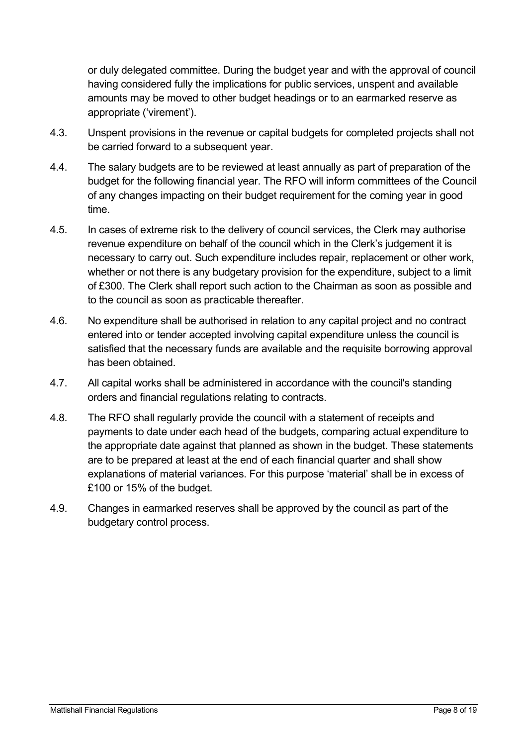or duly delegated committee. During the budget year and with the approval of council having considered fully the implications for public services, unspent and available amounts may be moved to other budget headings or to an earmarked reserve as appropriate ('virement').

4.3. Unspent provisions in the revenue or capital budgets for completed projects shall not be carried forward to a subsequent year.

4.4. The salary budgets are to be reviewed at least annually as part of preparation of the budget for the following financial year. The RFO will inform committees of the Council of any changes impacting on their budget requirement for the coming year in good time.

4.5. In cases of extreme risk to the delivery of council services, the Clerk may authorise revenue expenditure on behalf of the council which in the Clerk's judgement it is necessary to carry out. Such expenditure includes repair, replacement or other work, whether or not there is any budgetary provision for the expenditure, subject to a limit of £300. The Clerk shall report such action to the Chairman as soon as possible and to the council as soon as practicable thereafter.

4.6. No expenditure shall be authorised in relation to any capital project and no contract entered into or tender accepted involving capital expenditure unless the council is satisfied that the necessary funds are available and the requisite borrowing approval has been obtained.

4.7. All capital works shall be administered in accordance with the council's standing orders and financial regulations relating to contracts.

4.8. The RFO shall regularly provide the council with a statement of receipts and payments to date under each head of the budgets, comparing actual expenditure to the appropriate date against that planned as shown in the budget. These statements are to be prepared at least at the end of each financial quarter and shall show explanations of material variances. For this purpose 'material' shall be in excess of £100 or 15% of the budget.

4.9. Changes in earmarked reserves shall be approved by the council as part of the budgetary control process.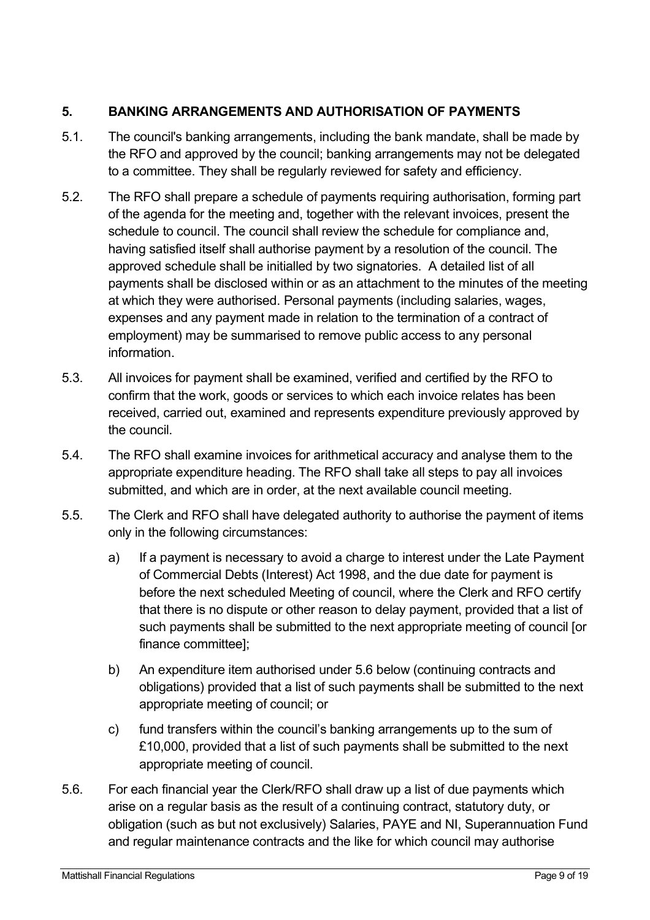## 5. BANKING ARRANGEMENTS AND AUTHORISATION OF PAYMENTS

5.1. The council's banking arrangements, including the bank mandate, shall be made by the RFO and approved by the council; banking arrangements may not be delegated to a committee. They shall be regularly reviewed for safety and efficiency.

5.2. The RFO shall prepare a schedule of payments requiring authorisation, forming part of the agenda for the meeting and, together with the relevant invoices, present the schedule to council. The council shall review the schedule for compliance and, having satisfied itself shall authorise payment by a resolution of the council. The approved schedule shall be initialled by two signatories. A detailed list of all payments shall be disclosed within or as an attachment to the minutes of the meeting at which they were authorised. Personal payments (including salaries, wages, expenses and any payment made in relation to the termination of a contract of employment) may be summarised to remove public access to any personal information.

5.3. All invoices for payment shall be examined, verified and certified by the RFO to confirm that the work, goods or services to which each invoice relates has been received, carried out, examined and represents expenditure previously approved by the council.

5.4. The RFO shall examine invoices for arithmetical accuracy and analyse them to the appropriate expenditure heading. The RFO shall take all steps to pay all invoices submitted, and which are in order, at the next available council meeting.

5.5. The Clerk and RFO shall have delegated authority to authorise the payment of items only in the following circumstances:

a) If a payment is necessary to avoid a charge to interest under the Late Payment of Commercial Debts (Interest) Act 1998, and the due date for payment is before the next scheduled Meeting of council, where the Clerk and RFO certify that there is no dispute or other reason to delay payment, provided that a list of such payments shall be submitted to the next appropriate meeting of council [or finance committee];

b) An expenditure item authorised under 5.6 below (continuing contracts and obligations) provided that a list of such payments shall be submitted to the next appropriate meeting of council; or

c) fund transfers within the council's banking arrangements up to the sum of £10,000, provided that a list of such payments shall be submitted to the next appropriate meeting of council.

5.6. For each financial year the Clerk/RFO shall draw up a list of due payments which arise on a regular basis as the result of a continuing contract, statutory duty, or obligation (such as but not exclusively) Salaries, PAYE and NI, Superannuation Fund and regular maintenance contracts and the like for which council may authorise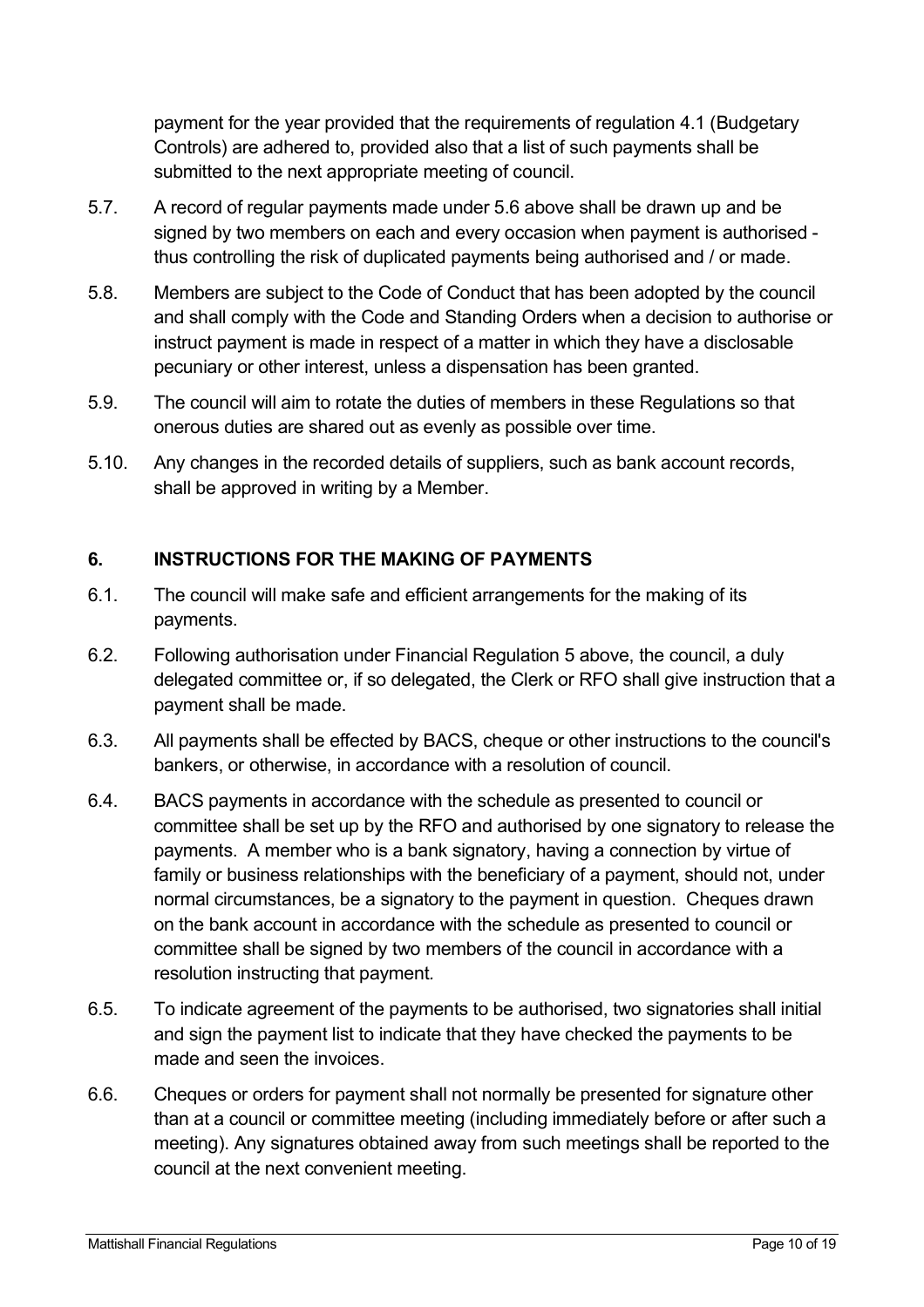payment for the year provided that the requirements of regulation 4.1 (Budgetary Controls) are adhered to, provided also that a list of such payments shall be submitted to the next appropriate meeting of council.

5.7. A record of regular payments made under 5.6 above shall be drawn up and be signed by two members on each and every occasion when payment is authorised - thus controlling the risk of duplicated payments being authorised and / or made.

5.8. Members are subject to the Code of Conduct that has been adopted by the council and shall comply with the Code and Standing Orders when a decision to authorise or instruct payment is made in respect of a matter in which they have a disclosable pecuniary or other interest, unless a dispensation has been granted.

5.9. The council will aim to rotate the duties of members in these Regulations so that onerous duties are shared out as evenly as possible over time.

5.10. Any changes in the recorded details of suppliers, such as bank account records, shall be approved in writing by a Member.

## 6. INSTRUCTIONS FOR THE MAKING OF PAYMENTS

6.1. The council will make safe and efficient arrangements for the making of its payments.

6.2. Following authorisation under Financial Regulation 5 above, the council, a duly delegated committee or, if so delegated, the Clerk or RFO shall give instruction that a payment shall be made.

6.3. All payments shall be effected by BACS, cheque or other instructions to the council's bankers, or otherwise, in accordance with a resolution of council.

6.4. BACS payments in accordance with the schedule as presented to council or committee shall be set up by the RFO and authorised by one signatory to release the payments. A member who is a bank signatory, having a connection by virtue of family or business relationships with the beneficiary of a payment, should not, under normal circumstances, be a signatory to the payment in question. Cheques drawn on the bank account in accordance with the schedule as presented to council or committee shall be signed by two members of the council in accordance with a resolution instructing that payment.

6.5. To indicate agreement of the payments to be authorised, two signatories shall initial and sign the payment list to indicate that they have checked the payments to be made and seen the invoices.

6.6. Cheques or orders for payment shall not normally be presented for signature other than at a council or committee meeting (including immediately before or after such a meeting). Any signatures obtained away from such meetings shall be reported to the council at the next convenient meeting.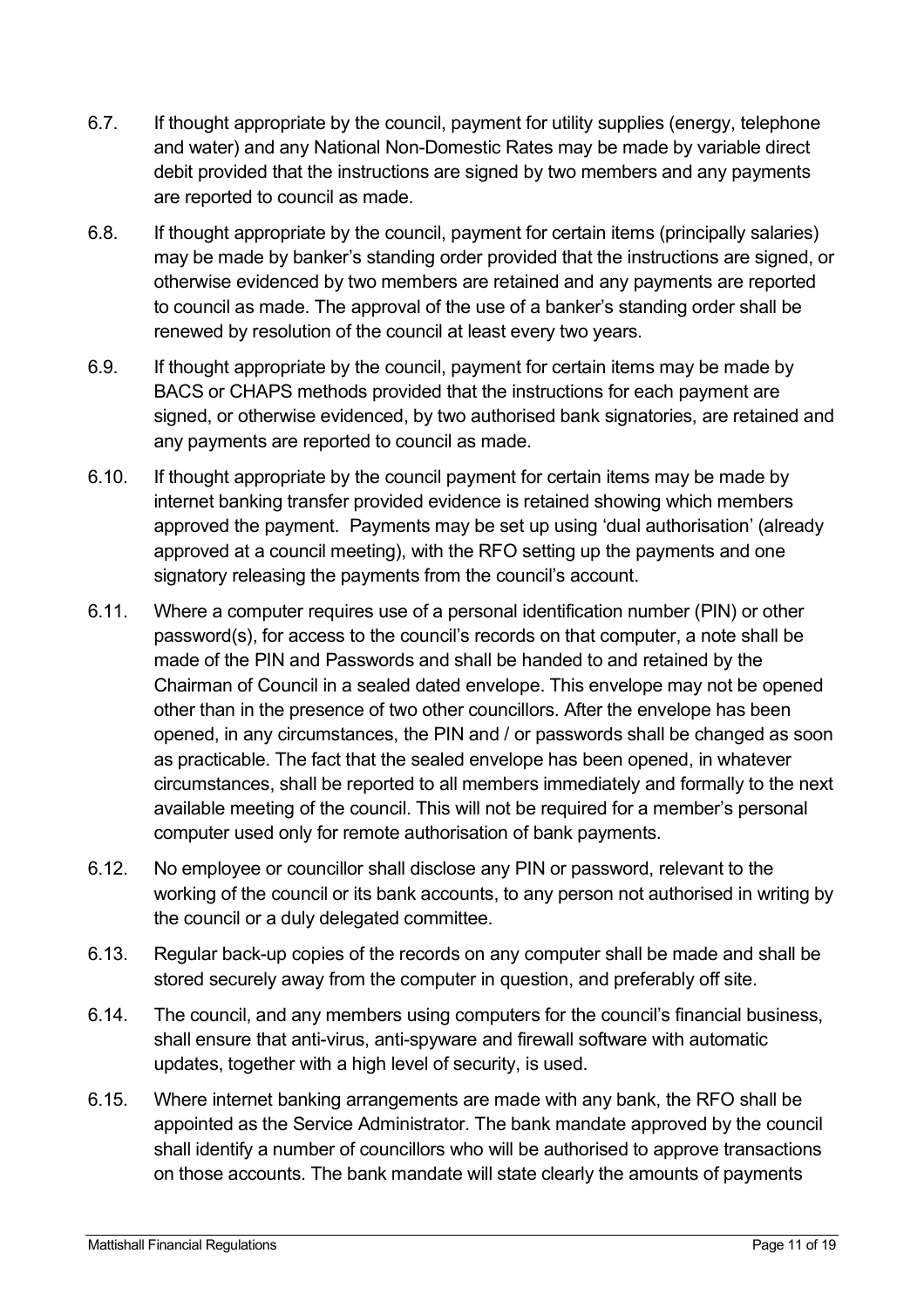6.7. If thought appropriate by the council, payment for utility supplies (energy, telephone and water) and any National Non-Domestic Rates may be made by variable direct debit provided that the instructions are signed by two members and any payments are reported to council as made.

6.8. If thought appropriate by the council, payment for certain items (principally salaries) may be made by banker's standing order provided that the instructions are signed, or otherwise evidenced by two members are retained and any payments are reported to council as made. The approval of the use of a banker's standing order shall be renewed by resolution of the council at least every two years.

6.9. If thought appropriate by the council, payment for certain items may be made by BACS or CHAPS methods provided that the instructions for each payment are signed, or otherwise evidenced, by two authorised bank signatories, are retained and any payments are reported to council as made.

6.10. If thought appropriate by the council payment for certain items may be made by internet banking transfer provided evidence is retained showing which members approved the payment. Payments may be set up using 'dual authorisation' (already approved at a council meeting), with the RFO setting up the payments and one signatory releasing the payments from the council's account.

6.11. Where a computer requires use of a personal identification number (PIN) or other password(s), for access to the council's records on that computer, a note shall be made of the PIN and Passwords and shall be handed to and retained by the Chairman of Council in a sealed dated envelope. This envelope may not be opened other than in the presence of two other councillors. After the envelope has been opened, in any circumstances, the PIN and / or passwords shall be changed as soon as practicable. The fact that the sealed envelope has been opened, in whatever circumstances, shall be reported to all members immediately and formally to the next available meeting of the council. This will not be required for a member's personal computer used only for remote authorisation of bank payments.

6.12. No employee or councillor shall disclose any PIN or password, relevant to the working of the council or its bank accounts, to any person not authorised in writing by the council or a duly delegated committee.

6.13. Regular back-up copies of the records on any computer shall be made and shall be stored securely away from the computer in question, and preferably off site.

6.14. The council, and any members using computers for the council's financial business, shall ensure that anti-virus, anti-spyware and firewall software with automatic updates, together with a high level of security, is used.

6.15. Where internet banking arrangements are made with any bank, the RFO shall be appointed as the Service Administrator. The bank mandate approved by the council shall identify a number of councillors who will be authorised to approve transactions on those accounts. The bank mandate will state clearly the amounts of payments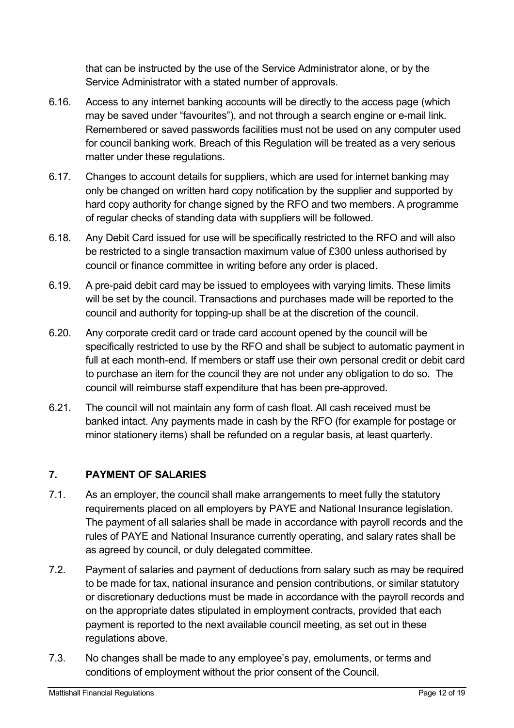that can be instructed by the use of the Service Administrator alone, or by the Service Administrator with a stated number of approvals.

6.16. Access to any internet banking accounts will be directly to the access page (which may be saved under "favourites"), and not through a search engine or e-mail link. Remembered or saved passwords facilities must not be used on any computer used for council banking work. Breach of this Regulation will be treated as a very serious matter under these regulations.

6.17. Changes to account details for suppliers, which are used for internet banking may only be changed on written hard copy notification by the supplier and supported by hard copy authority for change signed by the RFO and two members. A programme of regular checks of standing data with suppliers will be followed.

6.18. Any Debit Card issued for use will be specifically restricted to the RFO and will also be restricted to a single transaction maximum value of £300 unless authorised by council or finance committee in writing before any order is placed.

6.19. A pre-paid debit card may be issued to employees with varying limits. These limits will be set by the council. Transactions and purchases made will be reported to the council and authority for topping-up shall be at the discretion of the council.

6.20. Any corporate credit card or trade card account opened by the council will be specifically restricted to use by the RFO and shall be subject to automatic payment in full at each month-end. If members or staff use their own personal credit or debit card to purchase an item for the council they are not under any obligation to do so. The council will reimburse staff expenditure that has been pre-approved.

6.21. The council will not maintain any form of cash float. All cash received must be banked intact. Any payments made in cash by the RFO (for example for postage or minor stationery items) shall be refunded on a regular basis, at least quarterly.

## 7. PAYMENT OF SALARIES

7.1. As an employer, the council shall make arrangements to meet fully the statutory requirements placed on all employers by PAYE and National Insurance legislation. The payment of all salaries shall be made in accordance with payroll records and the rules of PAYE and National Insurance currently operating, and salary rates shall be as agreed by council, or duly delegated committee.

7.2. Payment of salaries and payment of deductions from salary such as may be required to be made for tax, national insurance and pension contributions, or similar statutory or discretionary deductions must be made in accordance with the payroll records and on the appropriate dates stipulated in employment contracts, provided that each payment is reported to the next available council meeting, as set out in these regulations above.

7.3. No changes shall be made to any employee's pay, emoluments, or terms and conditions of employment without the prior consent of the Council.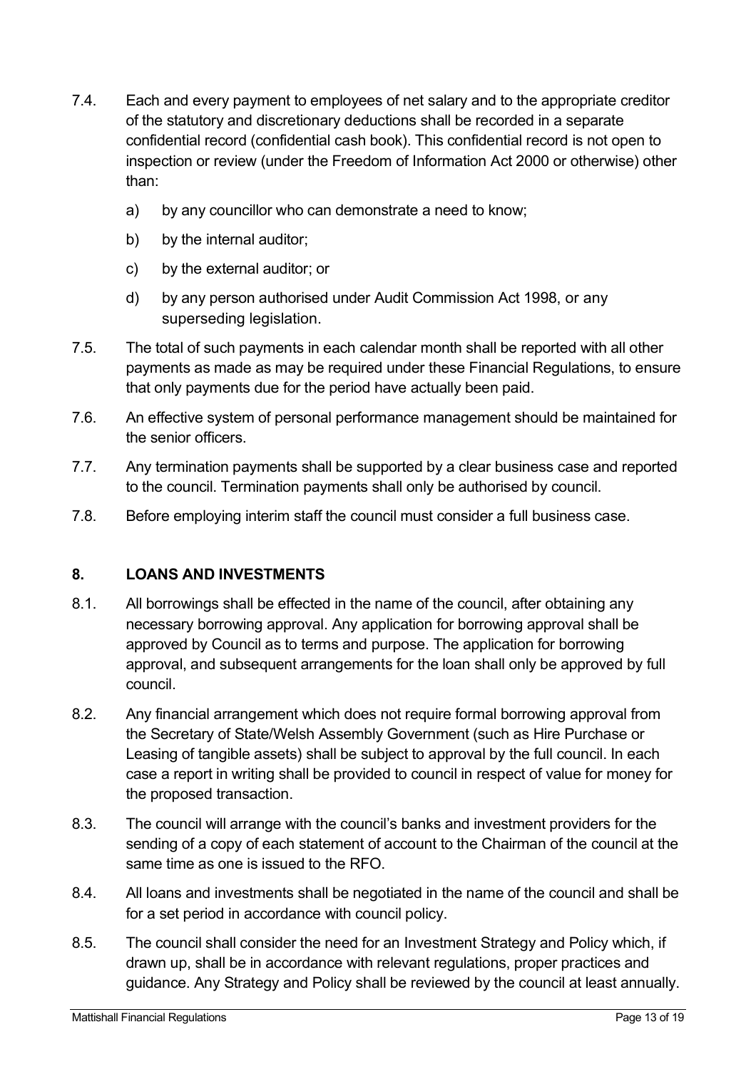7.4. Each and every payment to employees of net salary and to the appropriate creditor of the statutory and discretionary deductions shall be recorded in a separate confidential record (confidential cash book). This confidential record is not open to inspection or review (under the Freedom of Information Act 2000 or otherwise) other than:

  a) by any councillor who can demonstrate a need to know;

  b) by the internal auditor;

  c) by the external auditor; or

  d) by any person authorised under Audit Commission Act 1998, or any superseding legislation.

7.5. The total of such payments in each calendar month shall be reported with all other payments as made as may be required under these Financial Regulations, to ensure that only payments due for the period have actually been paid.

7.6. An effective system of personal performance management should be maintained for the senior officers.

7.7. Any termination payments shall be supported by a clear business case and reported to the council. Termination payments shall only be authorised by council.

7.8. Before employing interim staff the council must consider a full business case.

## 8. LOANS AND INVESTMENTS

8.1. All borrowings shall be effected in the name of the council, after obtaining any necessary borrowing approval. Any application for borrowing approval shall be approved by Council as to terms and purpose. The application for borrowing approval, and subsequent arrangements for the loan shall only be approved by full council.

8.2. Any financial arrangement which does not require formal borrowing approval from the Secretary of State/Welsh Assembly Government (such as Hire Purchase or Leasing of tangible assets) shall be subject to approval by the full council. In each case a report in writing shall be provided to council in respect of value for money for the proposed transaction.

8.3. The council will arrange with the council's banks and investment providers for the sending of a copy of each statement of account to the Chairman of the council at the same time as one is issued to the RFO.

8.4. All loans and investments shall be negotiated in the name of the council and shall be for a set period in accordance with council policy.

8.5. The council shall consider the need for an Investment Strategy and Policy which, if drawn up, shall be in accordance with relevant regulations, proper practices and guidance. Any Strategy and Policy shall be reviewed by the council at least annually.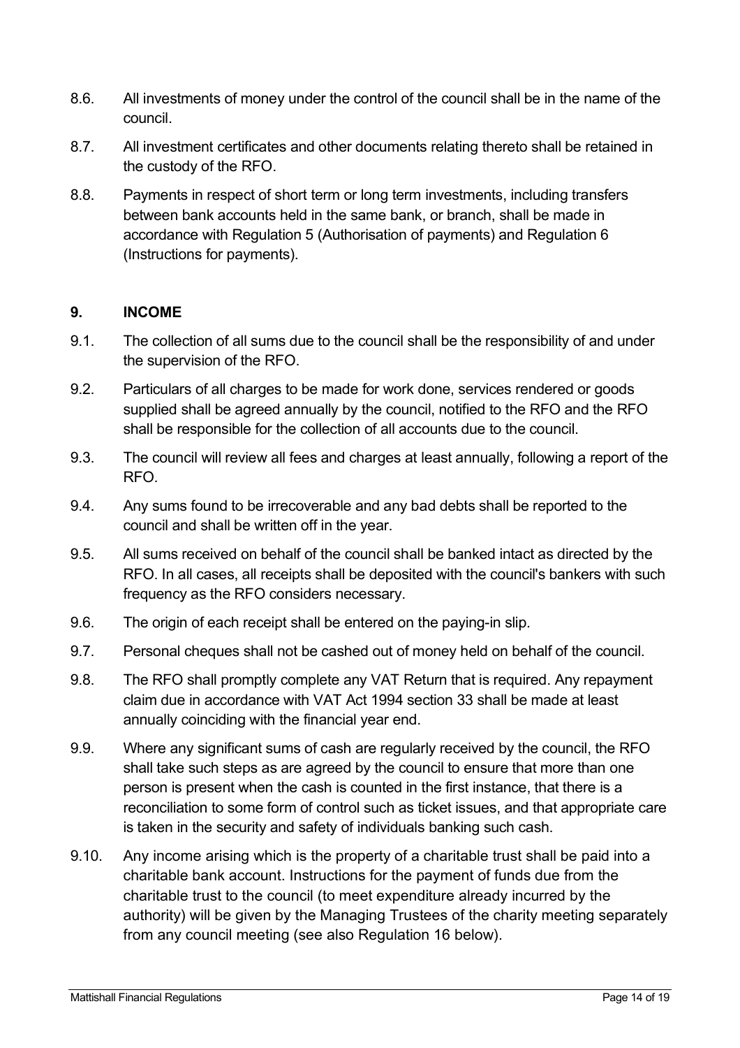8.6. All investments of money under the control of the council shall be in the name of the council.

8.7. All investment certificates and other documents relating thereto shall be retained in the custody of the RFO.

8.8. Payments in respect of short term or long term investments, including transfers between bank accounts held in the same bank, or branch, shall be made in accordance with Regulation 5 (Authorisation of payments) and Regulation 6 (Instructions for payments).

## 9. INCOME

9.1. The collection of all sums due to the council shall be the responsibility of and under the supervision of the RFO.

9.2. Particulars of all charges to be made for work done, services rendered or goods supplied shall be agreed annually by the council, notified to the RFO and the RFO shall be responsible for the collection of all accounts due to the council.

9.3. The council will review all fees and charges at least annually, following a report of the RFO.

9.4. Any sums found to be irrecoverable and any bad debts shall be reported to the council and shall be written off in the year.

9.5. All sums received on behalf of the council shall be banked intact as directed by the RFO. In all cases, all receipts shall be deposited with the council's bankers with such frequency as the RFO considers necessary.

9.6. The origin of each receipt shall be entered on the paying-in slip.

9.7. Personal cheques shall not be cashed out of money held on behalf of the council.

9.8. The RFO shall promptly complete any VAT Return that is required. Any repayment claim due in accordance with VAT Act 1994 section 33 shall be made at least annually coinciding with the financial year end.

9.9. Where any significant sums of cash are regularly received by the council, the RFO shall take such steps as are agreed by the council to ensure that more than one person is present when the cash is counted in the first instance, that there is a reconciliation to some form of control such as ticket issues, and that appropriate care is taken in the security and safety of individuals banking such cash.

9.10. Any income arising which is the property of a charitable trust shall be paid into a charitable bank account. Instructions for the payment of funds due from the charitable trust to the council (to meet expenditure already incurred by the authority) will be given by the Managing Trustees of the charity meeting separately from any council meeting (see also Regulation 16 below).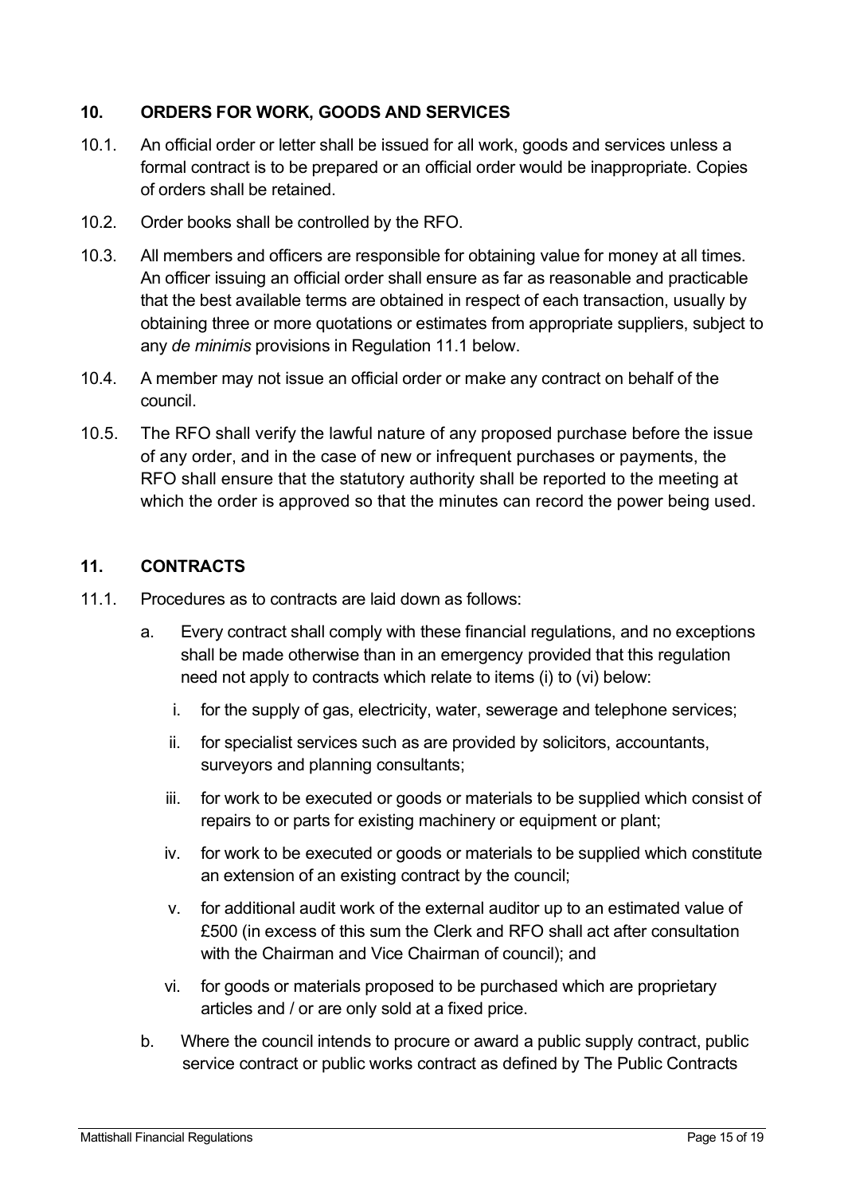## 10. ORDERS FOR WORK, GOODS AND SERVICES

10.1. An official order or letter shall be issued for all work, goods and services unless a formal contract is to be prepared or an official order would be inappropriate. Copies of orders shall be retained.

10.2. Order books shall be controlled by the RFO.

10.3. All members and officers are responsible for obtaining value for money at all times. An officer issuing an official order shall ensure as far as reasonable and practicable that the best available terms are obtained in respect of each transaction, usually by obtaining three or more quotations or estimates from appropriate suppliers, subject to any *de minimis* provisions in Regulation 11.1 below.

10.4. A member may not issue an official order or make any contract on behalf of the council.

10.5. The RFO shall verify the lawful nature of any proposed purchase before the issue of any order, and in the case of new or infrequent purchases or payments, the RFO shall ensure that the statutory authority shall be reported to the meeting at which the order is approved so that the minutes can record the power being used.

## 11. CONTRACTS

11.1. Procedures as to contracts are laid down as follows:

a. Every contract shall comply with these financial regulations, and no exceptions shall be made otherwise than in an emergency provided that this regulation need not apply to contracts which relate to items (i) to (vi) below:

   i. for the supply of gas, electricity, water, sewerage and telephone services;

   ii. for specialist services such as are provided by solicitors, accountants, surveyors and planning consultants;

   iii. for work to be executed or goods or materials to be supplied which consist of repairs to or parts for existing machinery or equipment or plant;

   iv. for work to be executed or goods or materials to be supplied which constitute an extension of an existing contract by the council;

   v. for additional audit work of the external auditor up to an estimated value of £500 (in excess of this sum the Clerk and RFO shall act after consultation with the Chairman and Vice Chairman of council); and

   vi. for goods or materials proposed to be purchased which are proprietary articles and / or are only sold at a fixed price.

b. Where the council intends to procure or award a public supply contract, public service contract or public works contract as defined by The Public Contracts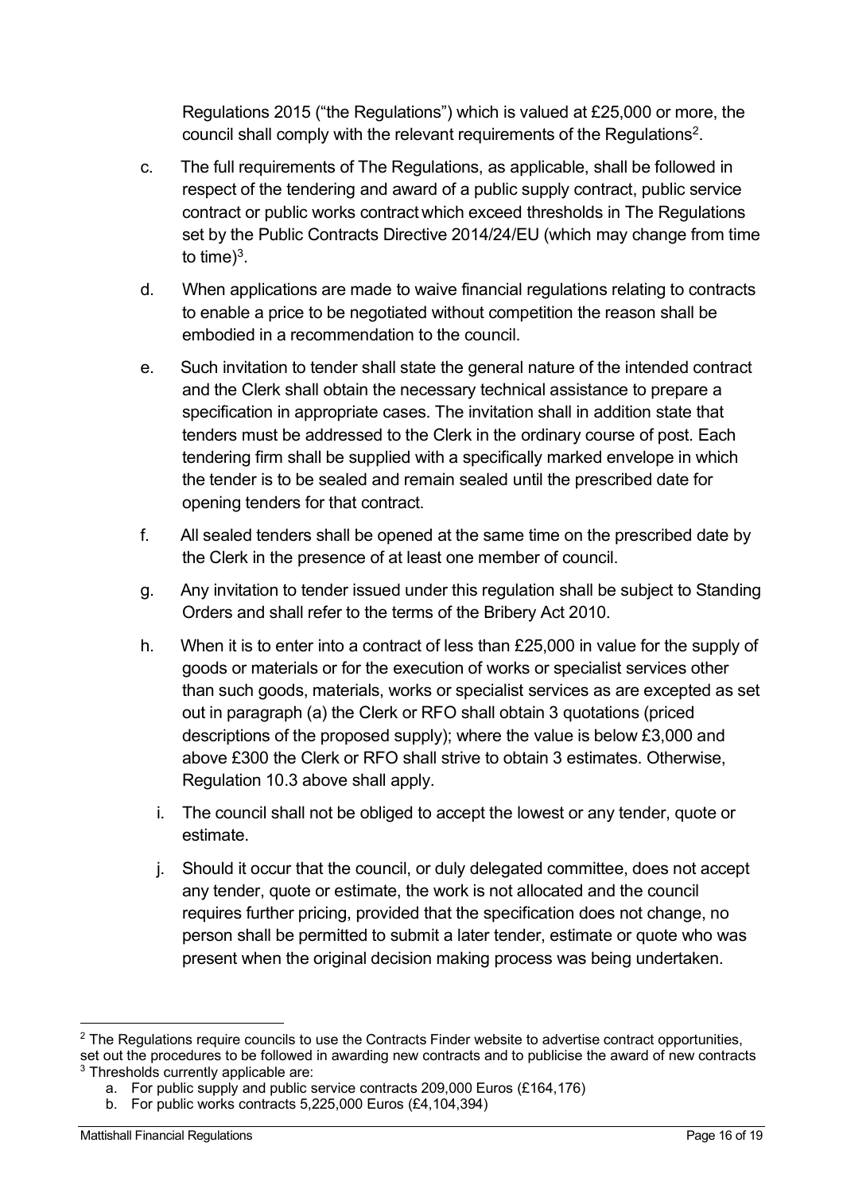Regulations 2015 ("the Regulations") which is valued at £25,000 or more, the council shall comply with the relevant requirements of the Regulations[2].

c. The full requirements of The Regulations, as applicable, shall be followed in respect of the tendering and award of a public supply contract, public service contract or public works contract which exceed thresholds in The Regulations set by the Public Contracts Directive 2014/24/EU (which may change from time to time)[3].

d. When applications are made to waive financial regulations relating to contracts to enable a price to be negotiated without competition the reason shall be embodied in a recommendation to the council.

e. Such invitation to tender shall state the general nature of the intended contract and the Clerk shall obtain the necessary technical assistance to prepare a specification in appropriate cases. The invitation shall in addition state that tenders must be addressed to the Clerk in the ordinary course of post. Each tendering firm shall be supplied with a specifically marked envelope in which the tender is to be sealed and remain sealed until the prescribed date for opening tenders for that contract.

f. All sealed tenders shall be opened at the same time on the prescribed date by the Clerk in the presence of at least one member of council.

g. Any invitation to tender issued under this regulation shall be subject to Standing Orders and shall refer to the terms of the Bribery Act 2010.

h. When it is to enter into a contract of less than £25,000 in value for the supply of goods or materials or for the execution of works or specialist services other than such goods, materials, works or specialist services as are excepted as set out in paragraph (a) the Clerk or RFO shall obtain 3 quotations (priced descriptions of the proposed supply); where the value is below £3,000 and above £300 the Clerk or RFO shall strive to obtain 3 estimates. Otherwise, Regulation 10.3 above shall apply.

i. The council shall not be obliged to accept the lowest or any tender, quote or estimate.

j. Should it occur that the council, or duly delegated committee, does not accept any tender, quote or estimate, the work is not allocated and the council requires further pricing, provided that the specification does not change, no person shall be permitted to submit a later tender, estimate or quote who was present when the original decision making process was being undertaken.

---

[2] The Regulations require councils to use the Contracts Finder website to advertise contract opportunities, set out the procedures to be followed in awarding new contracts and to publicise the award of new contracts

[3] Thresholds currently applicable are:

a. For public supply and public service contracts 209,000 Euros (£164,176)

b. For public works contracts 5,225,000 Euros (£4,104,394)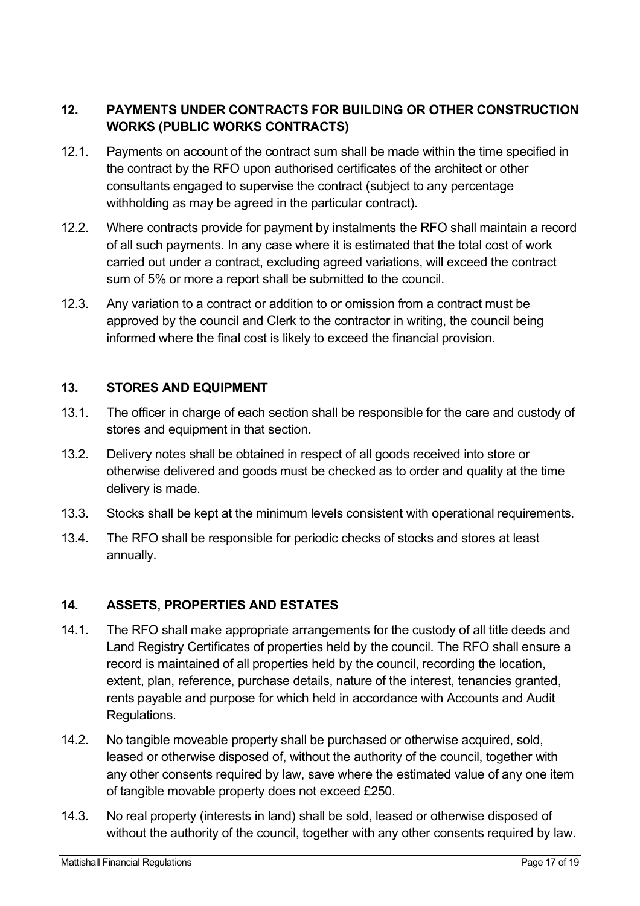## 12. PAYMENTS UNDER CONTRACTS FOR BUILDING OR OTHER CONSTRUCTION WORKS (PUBLIC WORKS CONTRACTS)

12.1. Payments on account of the contract sum shall be made within the time specified in the contract by the RFO upon authorised certificates of the architect or other consultants engaged to supervise the contract (subject to any percentage withholding as may be agreed in the particular contract).

12.2. Where contracts provide for payment by instalments the RFO shall maintain a record of all such payments. In any case where it is estimated that the total cost of work carried out under a contract, excluding agreed variations, will exceed the contract sum of 5% or more a report shall be submitted to the council.

12.3. Any variation to a contract or addition to or omission from a contract must be approved by the council and Clerk to the contractor in writing, the council being informed where the final cost is likely to exceed the financial provision.

## 13. STORES AND EQUIPMENT

13.1. The officer in charge of each section shall be responsible for the care and custody of stores and equipment in that section.

13.2. Delivery notes shall be obtained in respect of all goods received into store or otherwise delivered and goods must be checked as to order and quality at the time delivery is made.

13.3. Stocks shall be kept at the minimum levels consistent with operational requirements.

13.4. The RFO shall be responsible for periodic checks of stocks and stores at least annually.

## 14. ASSETS, PROPERTIES AND ESTATES

14.1. The RFO shall make appropriate arrangements for the custody of all title deeds and Land Registry Certificates of properties held by the council. The RFO shall ensure a record is maintained of all properties held by the council, recording the location, extent, plan, reference, purchase details, nature of the interest, tenancies granted, rents payable and purpose for which held in accordance with Accounts and Audit Regulations.

14.2. No tangible moveable property shall be purchased or otherwise acquired, sold, leased or otherwise disposed of, without the authority of the council, together with any other consents required by law, save where the estimated value of any one item of tangible movable property does not exceed £250.

14.3. No real property (interests in land) shall be sold, leased or otherwise disposed of without the authority of the council, together with any other consents required by law.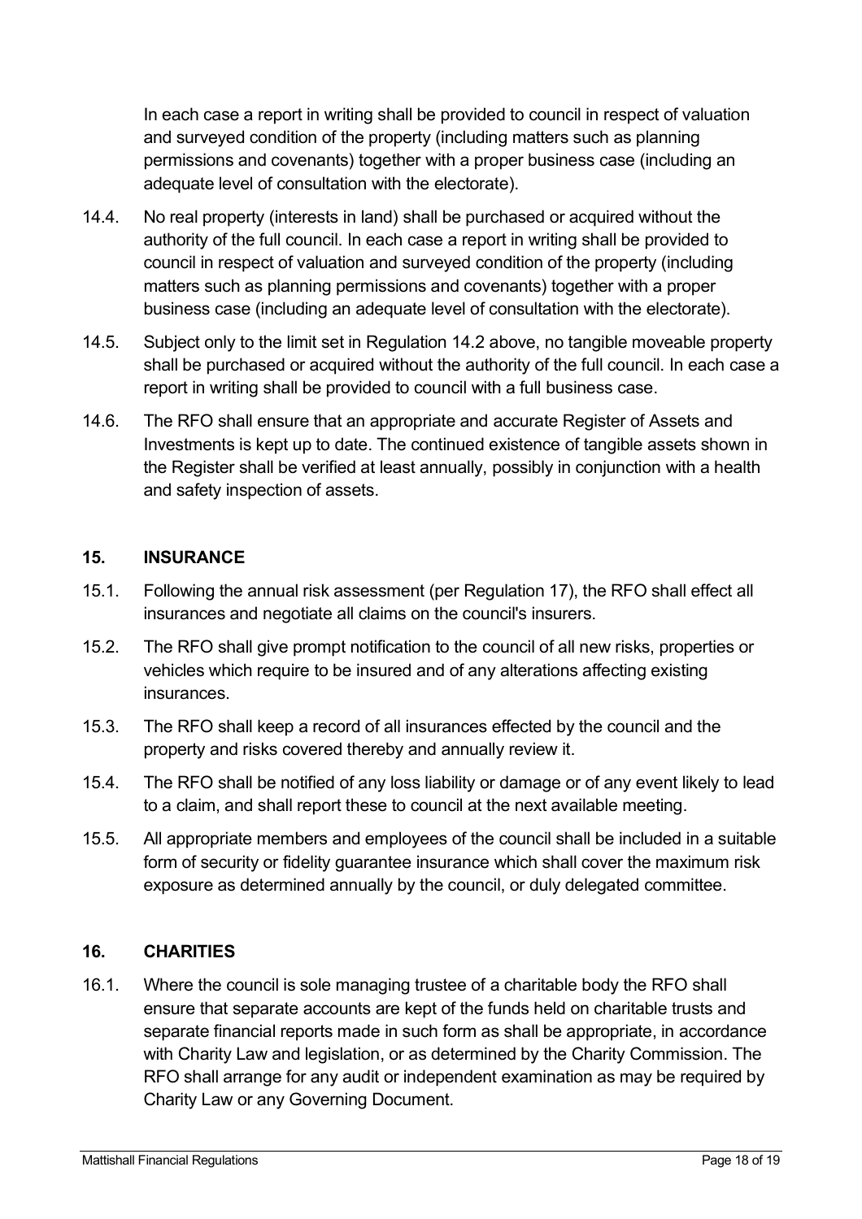In each case a report in writing shall be provided to council in respect of valuation and surveyed condition of the property (including matters such as planning permissions and covenants) together with a proper business case (including an adequate level of consultation with the electorate).

14.4. No real property (interests in land) shall be purchased or acquired without the authority of the full council. In each case a report in writing shall be provided to council in respect of valuation and surveyed condition of the property (including matters such as planning permissions and covenants) together with a proper business case (including an adequate level of consultation with the electorate).

14.5. Subject only to the limit set in Regulation 14.2 above, no tangible moveable property shall be purchased or acquired without the authority of the full council. In each case a report in writing shall be provided to council with a full business case.

14.6. The RFO shall ensure that an appropriate and accurate Register of Assets and Investments is kept up to date. The continued existence of tangible assets shown in the Register shall be verified at least annually, possibly in conjunction with a health and safety inspection of assets.

## 15. INSURANCE

15.1. Following the annual risk assessment (per Regulation 17), the RFO shall effect all insurances and negotiate all claims on the council's insurers.

15.2. The RFO shall give prompt notification to the council of all new risks, properties or vehicles which require to be insured and of any alterations affecting existing insurances.

15.3. The RFO shall keep a record of all insurances effected by the council and the property and risks covered thereby and annually review it.

15.4. The RFO shall be notified of any loss liability or damage or of any event likely to lead to a claim, and shall report these to council at the next available meeting.

15.5. All appropriate members and employees of the council shall be included in a suitable form of security or fidelity guarantee insurance which shall cover the maximum risk exposure as determined annually by the council, or duly delegated committee.

## 16. CHARITIES

16.1. Where the council is sole managing trustee of a charitable body the RFO shall ensure that separate accounts are kept of the funds held on charitable trusts and separate financial reports made in such form as shall be appropriate, in accordance with Charity Law and legislation, or as determined by the Charity Commission. The RFO shall arrange for any audit or independent examination as may be required by Charity Law or any Governing Document.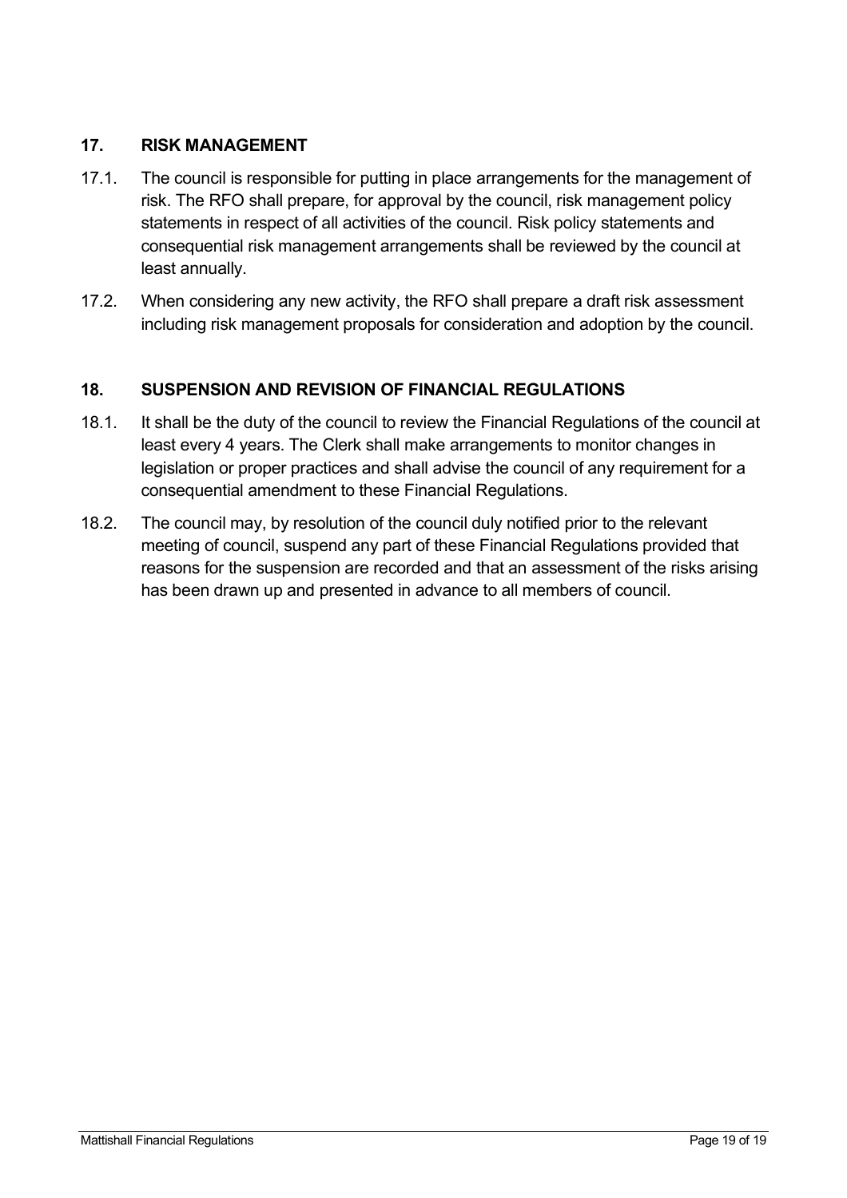## 17. RISK MANAGEMENT

17.1. The council is responsible for putting in place arrangements for the management of risk. The RFO shall prepare, for approval by the council, risk management policy statements in respect of all activities of the council. Risk policy statements and consequential risk management arrangements shall be reviewed by the council at least annually.

17.2. When considering any new activity, the RFO shall prepare a draft risk assessment including risk management proposals for consideration and adoption by the council.

## 18. SUSPENSION AND REVISION OF FINANCIAL REGULATIONS

18.1. It shall be the duty of the council to review the Financial Regulations of the council at least every 4 years. The Clerk shall make arrangements to monitor changes in legislation or proper practices and shall advise the council of any requirement for a consequential amendment to these Financial Regulations.

18.2. The council may, by resolution of the council duly notified prior to the relevant meeting of council, suspend any part of these Financial Regulations provided that reasons for the suspension are recorded and that an assessment of the risks arising has been drawn up and presented in advance to all members of council.